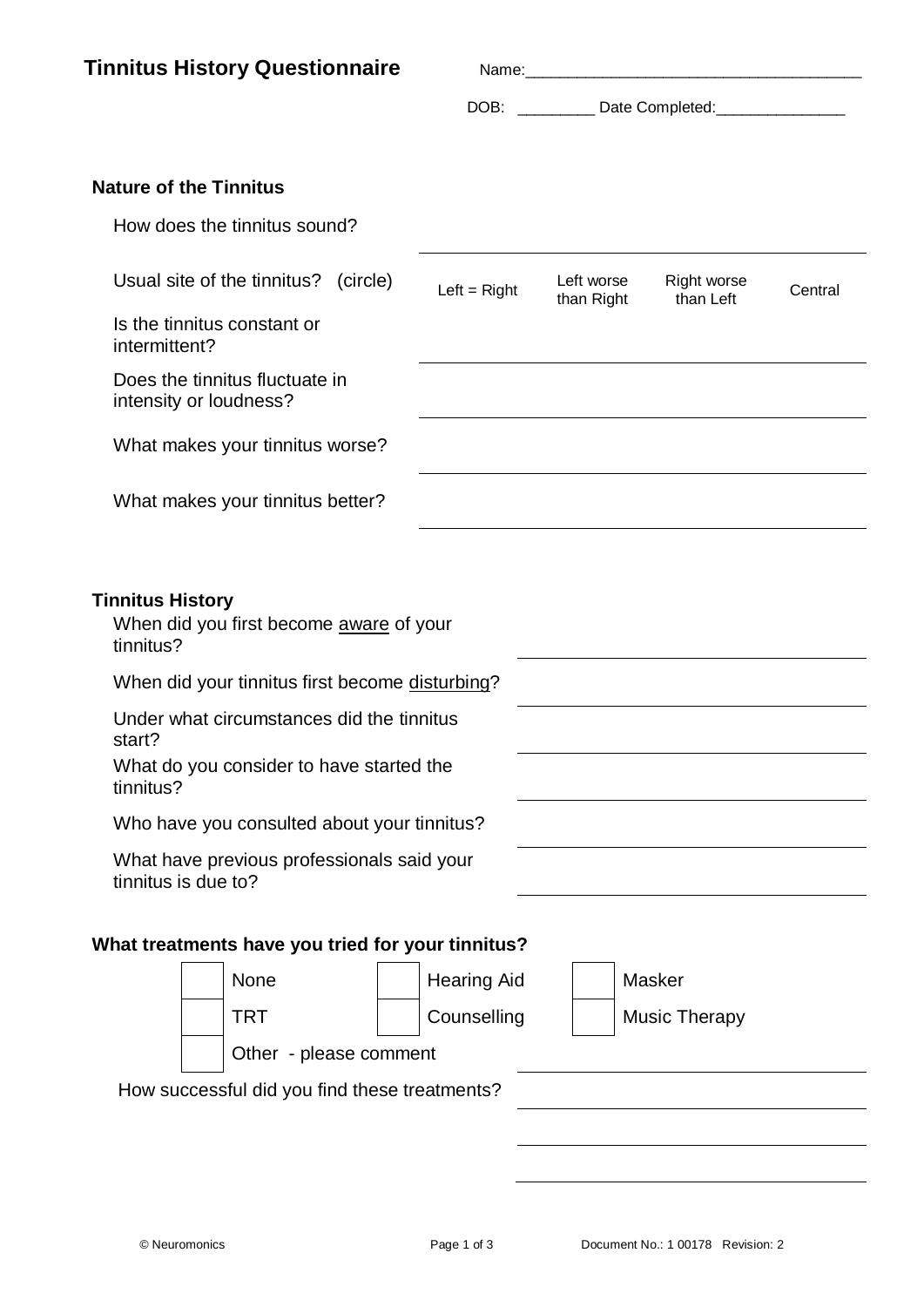# Tinnitus History Questionnaire

Name:\_\_\_\_\_\_\_\_\_\_\_\_\_\_\_\_\_\_\_\_\_\_\_\_\_\_\_\_\_\_\_\_\_\_\_\_\_\_\_

DOB: \_\_\_\_\_\_\_\_\_ Date Completed:\_\_\_\_\_\_\_\_\_\_\_\_\_\_\_

## Nature of the Tinnitus

How does the tinnitus sound? \_\_\_\_\_\_\_\_\_\_\_\_\_\_\_\_\_\_\_\_\_\_\_\_\_\_\_\_\_\_\_\_\_\_\_\_\_\_\_\_

Usual site of the tinnitus? (circle) Left = Right    Left worse than Right    Right worse than Left    Central

Is the tinnitus constant or intermittent? \_\_\_\_\_\_\_\_\_\_\_\_\_\_\_\_\_\_\_\_\_\_\_\_\_\_\_\_\_\_\_\_\_\_\_\_\_\_\_\_

Does the tinnitus fluctuate in intensity or loudness? \_\_\_\_\_\_\_\_\_\_\_\_\_\_\_\_\_\_\_\_\_\_\_\_\_\_\_\_\_\_\_\_\_\_\_\_\_\_\_\_

What makes your tinnitus worse? \_\_\_\_\_\_\_\_\_\_\_\_\_\_\_\_\_\_\_\_\_\_\_\_\_\_\_\_\_\_\_\_\_\_\_\_\_\_\_\_

What makes your tinnitus better? \_\_\_\_\_\_\_\_\_\_\_\_\_\_\_\_\_\_\_\_\_\_\_\_\_\_\_\_\_\_\_\_\_\_\_\_\_\_\_\_

## Tinnitus History

When did you first become <u>aware</u> of your tinnitus? \_\_\_\_\_\_\_\_\_\_\_\_\_\_\_\_\_\_\_\_\_\_\_\_\_\_\_\_\_\_\_\_

When did your tinnitus first become <u>disturbing</u>? \_\_\_\_\_\_\_\_\_\_\_\_\_\_\_\_\_\_\_\_\_\_\_\_\_\_\_\_\_\_\_\_

Under what circumstances did the tinnitus start? \_\_\_\_\_\_\_\_\_\_\_\_\_\_\_\_\_\_\_\_\_\_\_\_\_\_\_\_\_\_\_\_

What do you consider to have started the tinnitus? \_\_\_\_\_\_\_\_\_\_\_\_\_\_\_\_\_\_\_\_\_\_\_\_\_\_\_\_\_\_\_\_

Who have you consulted about your tinnitus? \_\_\_\_\_\_\_\_\_\_\_\_\_\_\_\_\_\_\_\_\_\_\_\_\_\_\_\_\_\_\_\_

What have previous professionals said your tinnitus is due to? \_\_\_\_\_\_\_\_\_\_\_\_\_\_\_\_\_\_\_\_\_\_\_\_\_\_\_\_\_\_\_\_

## What treatments have you tried for your tinnitus?

- [ ] None
- [ ] Hearing Aid
- [ ] Masker
- [ ] TRT
- [ ] Counselling
- [ ] Music Therapy
- [ ] Other - please comment \_\_\_\_\_\_\_\_\_\_\_\_\_\_\_\_\_\_\_\_\_\_\_\_\_\_\_\_\_\_\_\_

How successful did you find these treatments? \_\_\_\_\_\_\_\_\_\_\_\_\_\_\_\_\_\_\_\_\_\_\_\_\_\_\_\_\_\_\_\_

\_\_\_\_\_\_\_\_\_\_\_\_\_\_\_\_\_\_\_\_\_\_\_\_\_\_\_\_\_\_\_\_

\_\_\_\_\_\_\_\_\_\_\_\_\_\_\_\_\_\_\_\_\_\_\_\_\_\_\_\_\_\_\_\_

© Neuromonics    Document No.: 1 00178 Revision: 2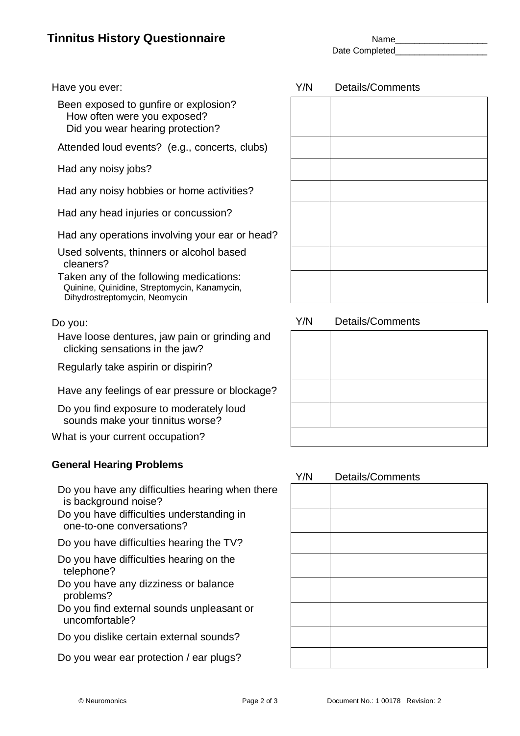# Tinnitus History Questionnaire

Name___________________

Date Completed___________________

| Have you ever: | Y/N | Details/Comments |
|---|---|---|
| Been exposed to gunfire or explosion? How often were you exposed? Did you wear hearing protection? | | |
| Attended loud events? (e.g., concerts, clubs) | | |
| Had any noisy jobs? | | |
| Had any noisy hobbies or home activities? | | |
| Had any head injuries or concussion? | | |
| Had any operations involving your ear or head? | | |
| Used solvents, thinners or alcohol based cleaners? | | |
| Taken any of the following medications: Quinine, Quinidine, Streptomycin, Kanamycin, Dihydrostreptomycin, Neomycin | | |

| Do you: | Y/N | Details/Comments |
|---|---|---|
| Have loose dentures, jaw pain or grinding and clicking sensations in the jaw? | | |
| Regularly take aspirin or dispirin? | | |
| Have any feelings of ear pressure or blockage? | | |
| Do you find exposure to moderately loud sounds make your tinnitus worse? | | |
| What is your current occupation? | | |

### General Hearing Problems

| | Y/N | Details/Comments |
|---|---|---|
| Do you have any difficulties hearing when there is background noise? | | |
| Do you have difficulties understanding in one-to-one conversations? | | |
| Do you have difficulties hearing the TV? | | |
| Do you have difficulties hearing on the telephone? | | |
| Do you have any dizziness or balance problems? | | |
| Do you find external sounds unpleasant or uncomfortable? | | |
| Do you dislike certain external sounds? | | |
| Do you wear ear protection / ear plugs? | | |

© Neuromonics    Document No.: 1 00178 Revision: 2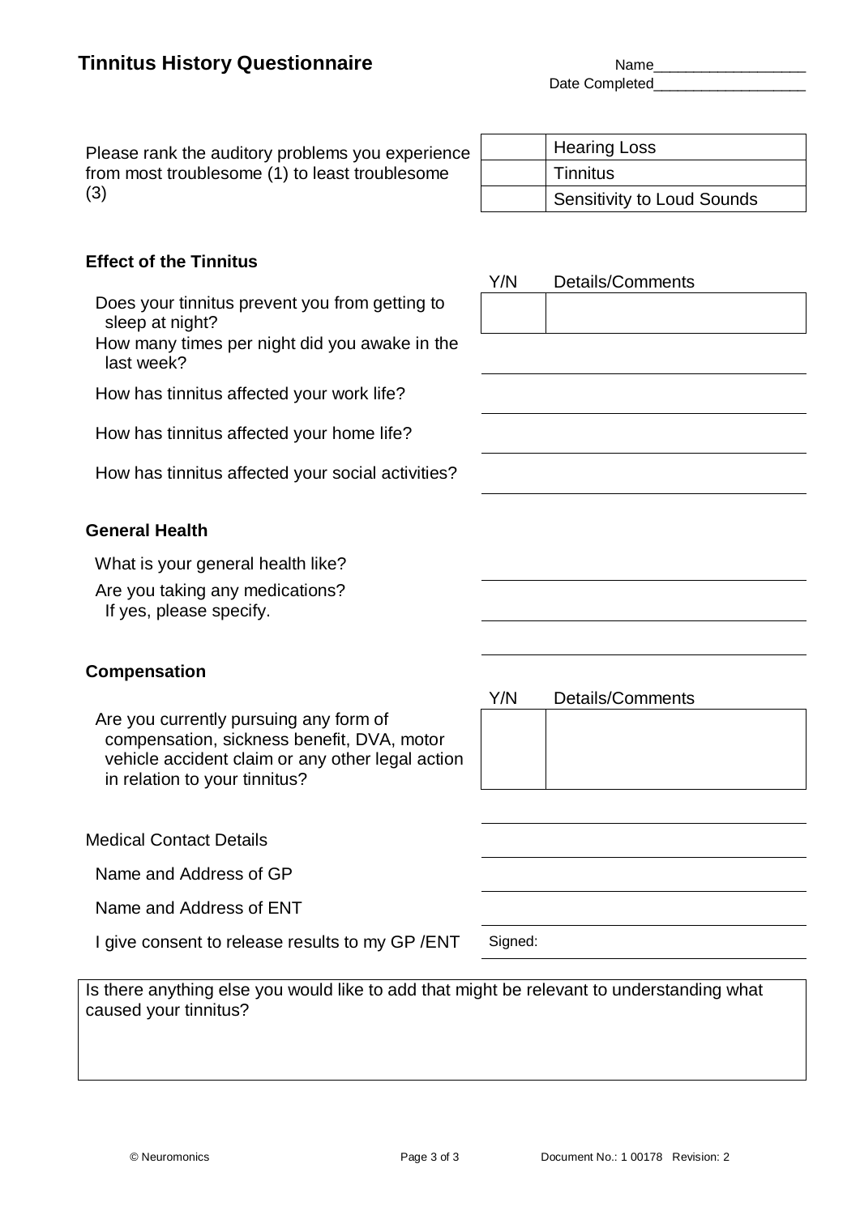# Tinnitus History Questionnaire

Name___________________
Date Completed___________________

Please rank the auditory problems you experience from most troublesome (1) to least troublesome (3)

| | |
|---|---|
| | Hearing Loss |
| | Tinnitus |
| | Sensitivity to Loud Sounds |

## Effect of the Tinnitus

| | Y/N | Details/Comments |
|---|---|---|
| Does your tinnitus prevent you from getting to sleep at night? | | |

How many times per night did you awake in the last week? ___________________

How has tinnitus affected your work life? ___________________

How has tinnitus affected your home life? ___________________

How has tinnitus affected your social activities? ___________________

## General Health

What is your general health like? ___________________

Are you taking any medications?
If yes, please specify. ___________________

___________________

## Compensation

| | Y/N | Details/Comments |
|---|---|---|
| Are you currently pursuing any form of compensation, sickness benefit, DVA, motor vehicle accident claim or any other legal action in relation to your tinnitus? | | |

___________________

Medical Contact Details ___________________

Name and Address of GP ___________________

Name and Address of ENT ___________________

I give consent to release results to my GP /ENT Signed: ___________________

| |
|---|
| Is there anything else you would like to add that might be relevant to understanding what caused your tinnitus? |

© Neuromonics Document No.: 1 00178 Revision: 2